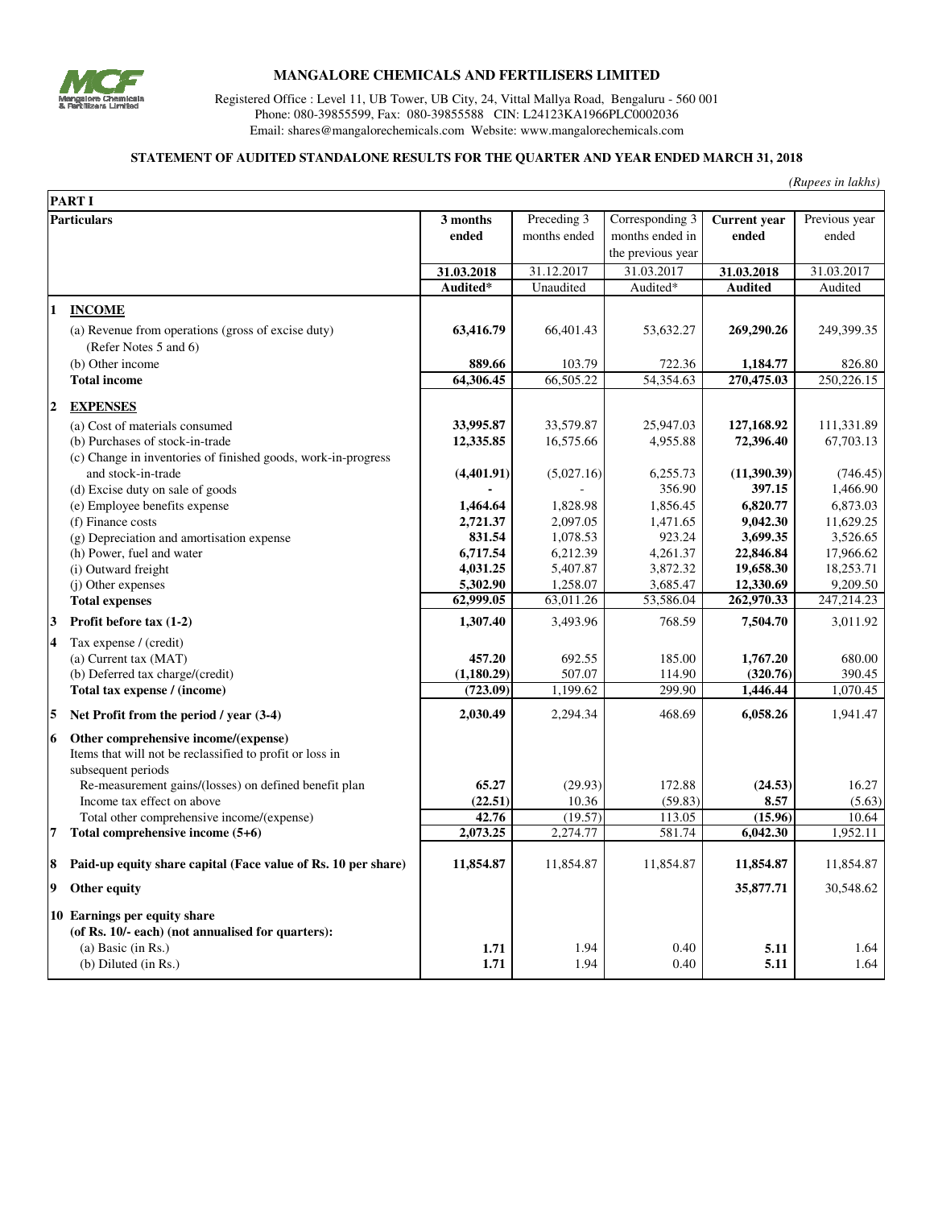# MANGALORE CHEMICALS AND FERTILISERS LIMITED

Registered Office : Level 11, UB Tower, UB City, 24, Vittal Mallya Road, Bengaluru - 560 001
Phone: 080-39855599, Fax: 080-39855588 CIN: L24123KA1966PLC0002036
Email: shares@mangalorechemicals.com Website: www.mangalorechemicals.com

## STATEMENT OF AUDITED STANDALONE RESULTS FOR THE QUARTER AND YEAR ENDED MARCH 31, 2018

*(Rupees in lakhs)*

**PART I**

| Particulars | 3 months ended | Preceding 3 months ended | Corresponding 3 months ended in the previous year | Current year ended | Previous year ended |
|---|---|---|---|---|---|
| | **31.03.2018** | 31.12.2017 | 31.03.2017 | **31.03.2018** | 31.03.2017 |
| | **Audited*** | Unaudited | Audited* | **Audited** | Audited |
| **1 INCOME** | | | | | |
| (a) Revenue from operations (gross of excise duty) (Refer Notes 5 and 6) | **63,416.79** | 66,401.43 | 53,632.27 | **269,290.26** | 249,399.35 |
| (b) Other income | **889.66** | 103.79 | 722.36 | **1,184.77** | 826.80 |
| **Total income** | **64,306.45** | 66,505.22 | 54,354.63 | **270,475.03** | 250,226.15 |
| **2 EXPENSES** | | | | | |
| (a) Cost of materials consumed | **33,995.87** | 33,579.87 | 25,947.03 | **127,168.92** | 111,331.89 |
| (b) Purchases of stock-in-trade | **12,335.85** | 16,575.66 | 4,955.88 | **72,396.40** | 67,703.13 |
| (c) Change in inventories of finished goods, work-in-progress and stock-in-trade | **(4,401.91)** | (5,027.16) | 6,255.73 | **(11,390.39)** | (746.45) |
| (d) Excise duty on sale of goods | **-** | - | 356.90 | **397.15** | 1,466.90 |
| (e) Employee benefits expense | **1,464.64** | 1,828.98 | 1,856.45 | **6,820.77** | 6,873.03 |
| (f) Finance costs | **2,721.37** | 2,097.05 | 1,471.65 | **9,042.30** | 11,629.25 |
| (g) Depreciation and amortisation expense | **831.54** | 1,078.53 | 923.24 | **3,699.35** | 3,526.65 |
| (h) Power, fuel and water | **6,717.54** | 6,212.39 | 4,261.37 | **22,846.84** | 17,966.62 |
| (i) Outward freight | **4,031.25** | 5,407.87 | 3,872.32 | **19,658.30** | 18,253.71 |
| (j) Other expenses | **5,302.90** | 1,258.07 | 3,685.47 | **12,330.69** | 9,209.50 |
| **Total expenses** | **62,999.05** | 63,011.26 | 53,586.04 | **262,970.33** | 247,214.23 |
| **3 Profit before tax (1-2)** | **1,307.40** | 3,493.96 | 768.59 | **7,504.70** | 3,011.92 |
| **4** Tax expense / (credit) | | | | | |
| (a) Current tax (MAT) | **457.20** | 692.55 | 185.00 | **1,767.20** | 680.00 |
| (b) Deferred tax charge/(credit) | **(1,180.29)** | 507.07 | 114.90 | **(320.76)** | 390.45 |
| **Total tax expense / (income)** | **(723.09)** | 1,199.62 | 299.90 | **1,446.44** | 1,070.45 |
| **5 Net Profit from the period / year (3-4)** | **2,030.49** | 2,294.34 | 468.69 | **6,058.26** | 1,941.47 |
| **6 Other comprehensive income/(expense)** | | | | | |
| Items that will not be reclassified to profit or loss in subsequent periods | | | | | |
| Re-measurement gains/(losses) on defined benefit plan | **65.27** | (29.93) | 172.88 | **(24.53)** | 16.27 |
| Income tax effect on above | **(22.51)** | 10.36 | (59.83) | **8.57** | (5.63) |
| Total other comprehensive income/(expense) | **42.76** | (19.57) | 113.05 | **(15.96)** | 10.64 |
| **7 Total comprehensive income (5+6)** | **2,073.25** | 2,274.77 | 581.74 | **6,042.30** | 1,952.11 |
| **8 Paid-up equity share capital (Face value of Rs. 10 per share)** | **11,854.87** | 11,854.87 | 11,854.87 | **11,854.87** | 11,854.87 |
| **9 Other equity** | | | | **35,877.71** | 30,548.62 |
| **10 Earnings per equity share (of Rs. 10/- each) (not annualised for quarters):** | | | | | |
| (a) Basic (in Rs.) | **1.71** | 1.94 | 0.40 | **5.11** | 1.64 |
| (b) Diluted (in Rs.) | **1.71** | 1.94 | 0.40 | **5.11** | 1.64 |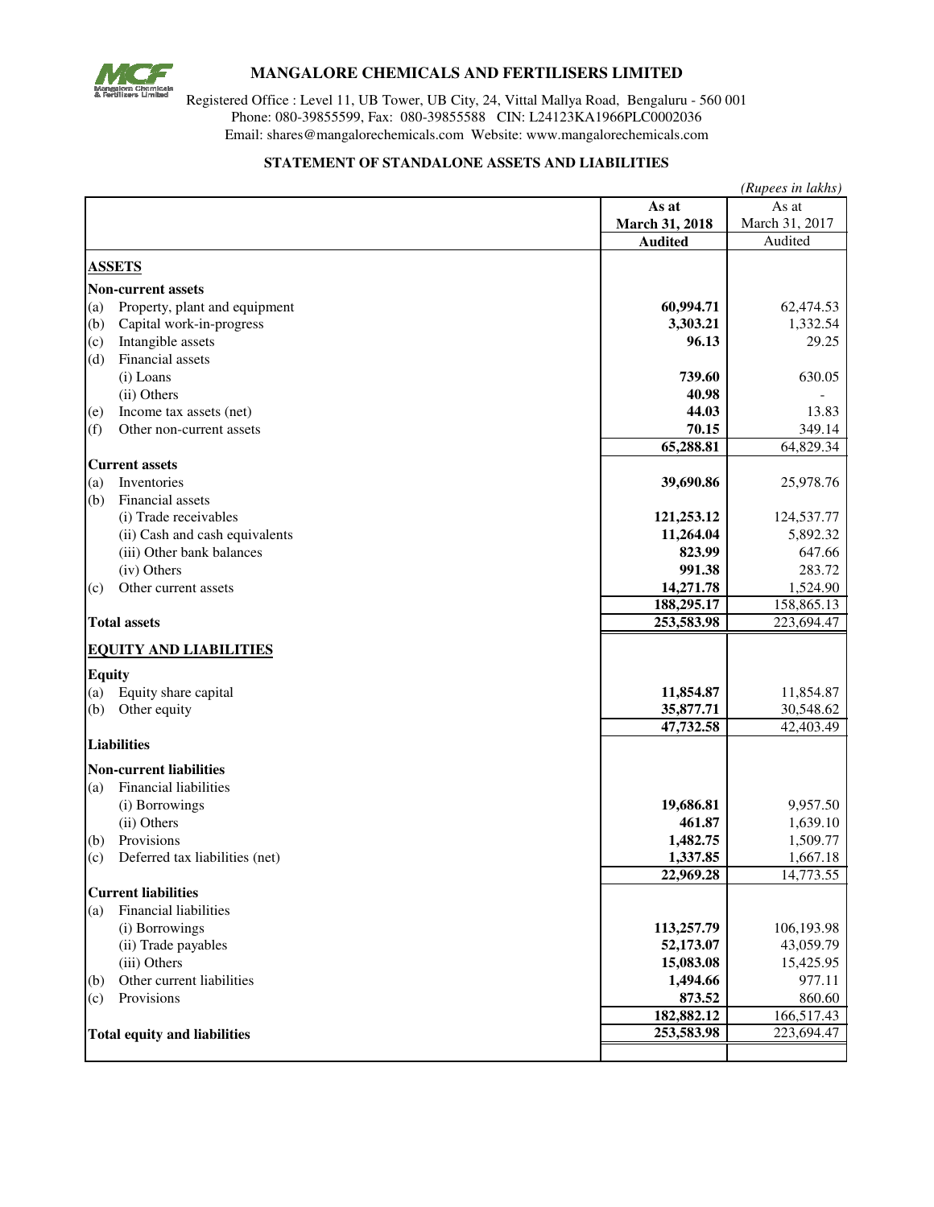# MANGALORE CHEMICALS AND FERTILISERS LIMITED

Registered Office : Level 11, UB Tower, UB City, 24, Vittal Mallya Road, Bengaluru - 560 001
Phone: 080-39855599, Fax: 080-39855588 CIN: L24123KA1966PLC0002036
Email: shares@mangalorechemicals.com Website: www.mangalorechemicals.com

## STATEMENT OF STANDALONE ASSETS AND LIABILITIES

*(Rupees in lakhs)*

| | As at March 31, 2018 Audited | As at March 31, 2017 Audited |
|---|---|---|
| **ASSETS** | | |
| **Non-current assets** | | |
| (a) Property, plant and equipment | **60,994.71** | 62,474.53 |
| (b) Capital work-in-progress | **3,303.21** | 1,332.54 |
| (c) Intangible assets | **96.13** | 29.25 |
| (d) Financial assets | | |
| (i) Loans | **739.60** | 630.05 |
| (ii) Others | **40.98** | - |
| (e) Income tax assets (net) | **44.03** | 13.83 |
| (f) Other non-current assets | **70.15** | 349.14 |
| | **65,288.81** | 64,829.34 |
| **Current assets** | | |
| (a) Inventories | **39,690.86** | 25,978.76 |
| (b) Financial assets | | |
| (i) Trade receivables | **121,253.12** | 124,537.77 |
| (ii) Cash and cash equivalents | **11,264.04** | 5,892.32 |
| (iii) Other bank balances | **823.99** | 647.66 |
| (iv) Others | **991.38** | 283.72 |
| (c) Other current assets | **14,271.78** | 1,524.90 |
| | **188,295.17** | 158,865.13 |
| **Total assets** | **253,583.98** | 223,694.47 |
| **EQUITY AND LIABILITIES** | | |
| **Equity** | | |
| (a) Equity share capital | **11,854.87** | 11,854.87 |
| (b) Other equity | **35,877.71** | 30,548.62 |
| | **47,732.58** | 42,403.49 |
| **Liabilities** | | |
| **Non-current liabilities** | | |
| (a) Financial liabilities | | |
| (i) Borrowings | **19,686.81** | 9,957.50 |
| (ii) Others | **461.87** | 1,639.10 |
| (b) Provisions | **1,482.75** | 1,509.77 |
| (c) Deferred tax liabilities (net) | **1,337.85** | 1,667.18 |
| | **22,969.28** | 14,773.55 |
| **Current liabilities** | | |
| (a) Financial liabilities | | |
| (i) Borrowings | **113,257.79** | 106,193.98 |
| (ii) Trade payables | **52,173.07** | 43,059.79 |
| (iii) Others | **15,083.08** | 15,425.95 |
| (b) Other current liabilities | **1,494.66** | 977.11 |
| (c) Provisions | **873.52** | 860.60 |
| | **182,882.12** | 166,517.43 |
| **Total equity and liabilities** | **253,583.98** | 223,694.47 |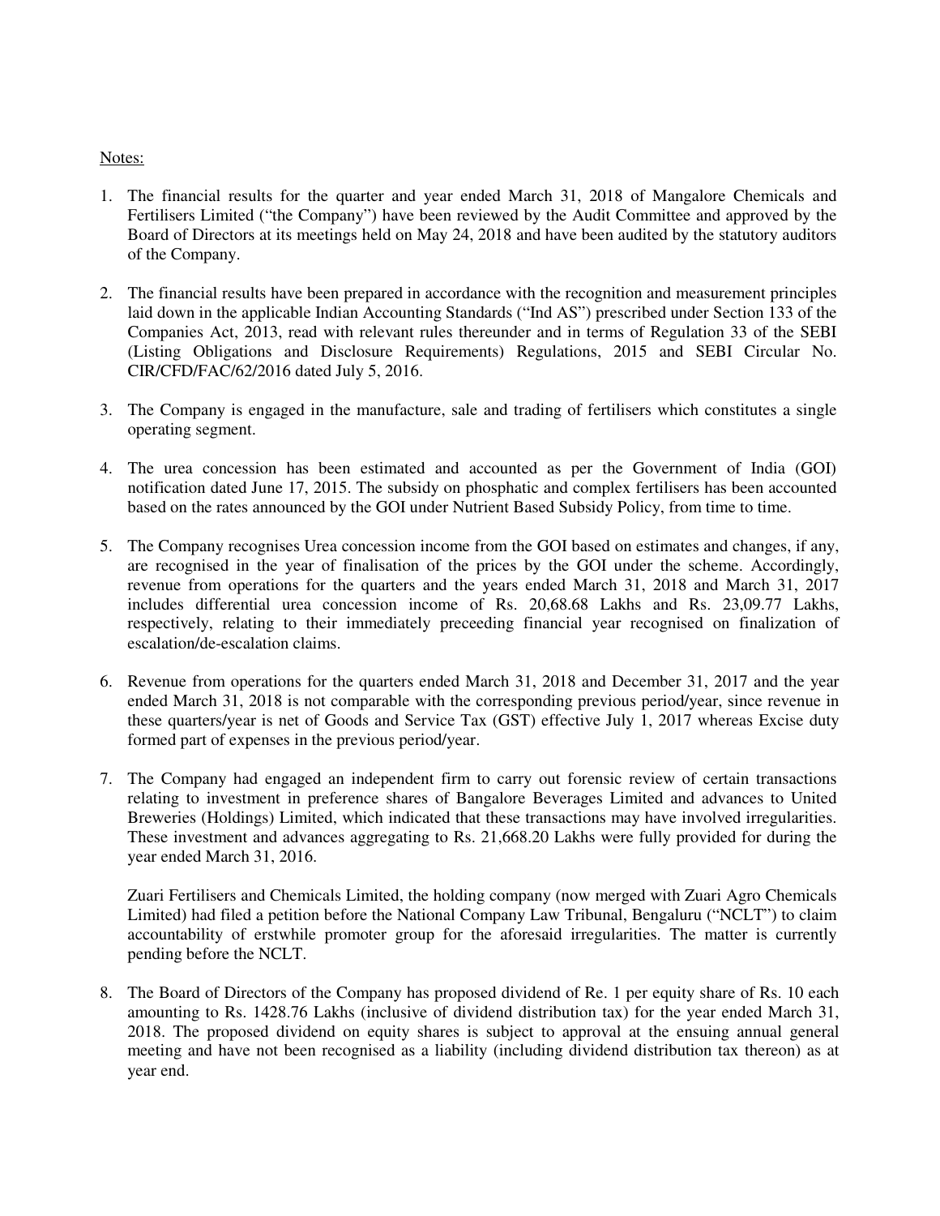Notes:

1. The financial results for the quarter and year ended March 31, 2018 of Mangalore Chemicals and Fertilisers Limited ("the Company") have been reviewed by the Audit Committee and approved by the Board of Directors at its meetings held on May 24, 2018 and have been audited by the statutory auditors of the Company.

2. The financial results have been prepared in accordance with the recognition and measurement principles laid down in the applicable Indian Accounting Standards ("Ind AS") prescribed under Section 133 of the Companies Act, 2013, read with relevant rules thereunder and in terms of Regulation 33 of the SEBI (Listing Obligations and Disclosure Requirements) Regulations, 2015 and SEBI Circular No. CIR/CFD/FAC/62/2016 dated July 5, 2016.

3. The Company is engaged in the manufacture, sale and trading of fertilisers which constitutes a single operating segment.

4. The urea concession has been estimated and accounted as per the Government of India (GOI) notification dated June 17, 2015. The subsidy on phosphatic and complex fertilisers has been accounted based on the rates announced by the GOI under Nutrient Based Subsidy Policy, from time to time.

5. The Company recognises Urea concession income from the GOI based on estimates and changes, if any, are recognised in the year of finalisation of the prices by the GOI under the scheme. Accordingly, revenue from operations for the quarters and the years ended March 31, 2018 and March 31, 2017 includes differential urea concession income of Rs. 20,68.68 Lakhs and Rs. 23,09.77 Lakhs, respectively, relating to their immediately preceeding financial year recognised on finalization of escalation/de-escalation claims.

6. Revenue from operations for the quarters ended March 31, 2018 and December 31, 2017 and the year ended March 31, 2018 is not comparable with the corresponding previous period/year, since revenue in these quarters/year is net of Goods and Service Tax (GST) effective July 1, 2017 whereas Excise duty formed part of expenses in the previous period/year.

7. The Company had engaged an independent firm to carry out forensic review of certain transactions relating to investment in preference shares of Bangalore Beverages Limited and advances to United Breweries (Holdings) Limited, which indicated that these transactions may have involved irregularities. These investment and advances aggregating to Rs. 21,668.20 Lakhs were fully provided for during the year ended March 31, 2016.

   Zuari Fertilisers and Chemicals Limited, the holding company (now merged with Zuari Agro Chemicals Limited) had filed a petition before the National Company Law Tribunal, Bengaluru ("NCLT") to claim accountability of erstwhile promoter group for the aforesaid irregularities. The matter is currently pending before the NCLT.

8. The Board of Directors of the Company has proposed dividend of Re. 1 per equity share of Rs. 10 each amounting to Rs. 1428.76 Lakhs (inclusive of dividend distribution tax) for the year ended March 31, 2018. The proposed dividend on equity shares is subject to approval at the ensuing annual general meeting and have not been recognised as a liability (including dividend distribution tax thereon) as at year end.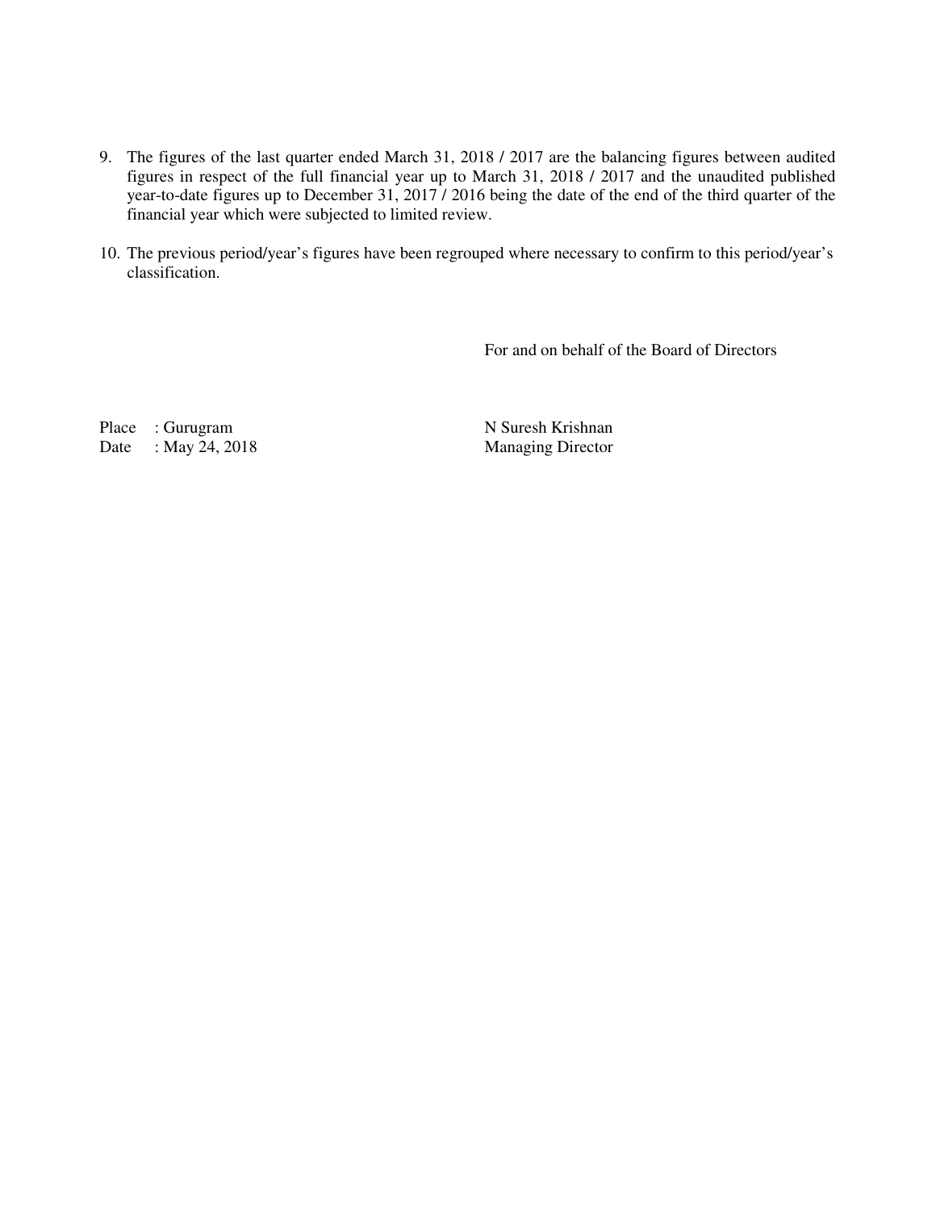9. The figures of the last quarter ended March 31, 2018 / 2017 are the balancing figures between audited figures in respect of the full financial year up to March 31, 2018 / 2017 and the unaudited published year-to-date figures up to December 31, 2017 / 2016 being the date of the end of the third quarter of the financial year which were subjected to limited review.

10. The previous period/year's figures have been regrouped where necessary to confirm to this period/year's classification.

For and on behalf of the Board of Directors

Place : Gurugram
Date : May 24, 2018

N Suresh Krishnan
Managing Director